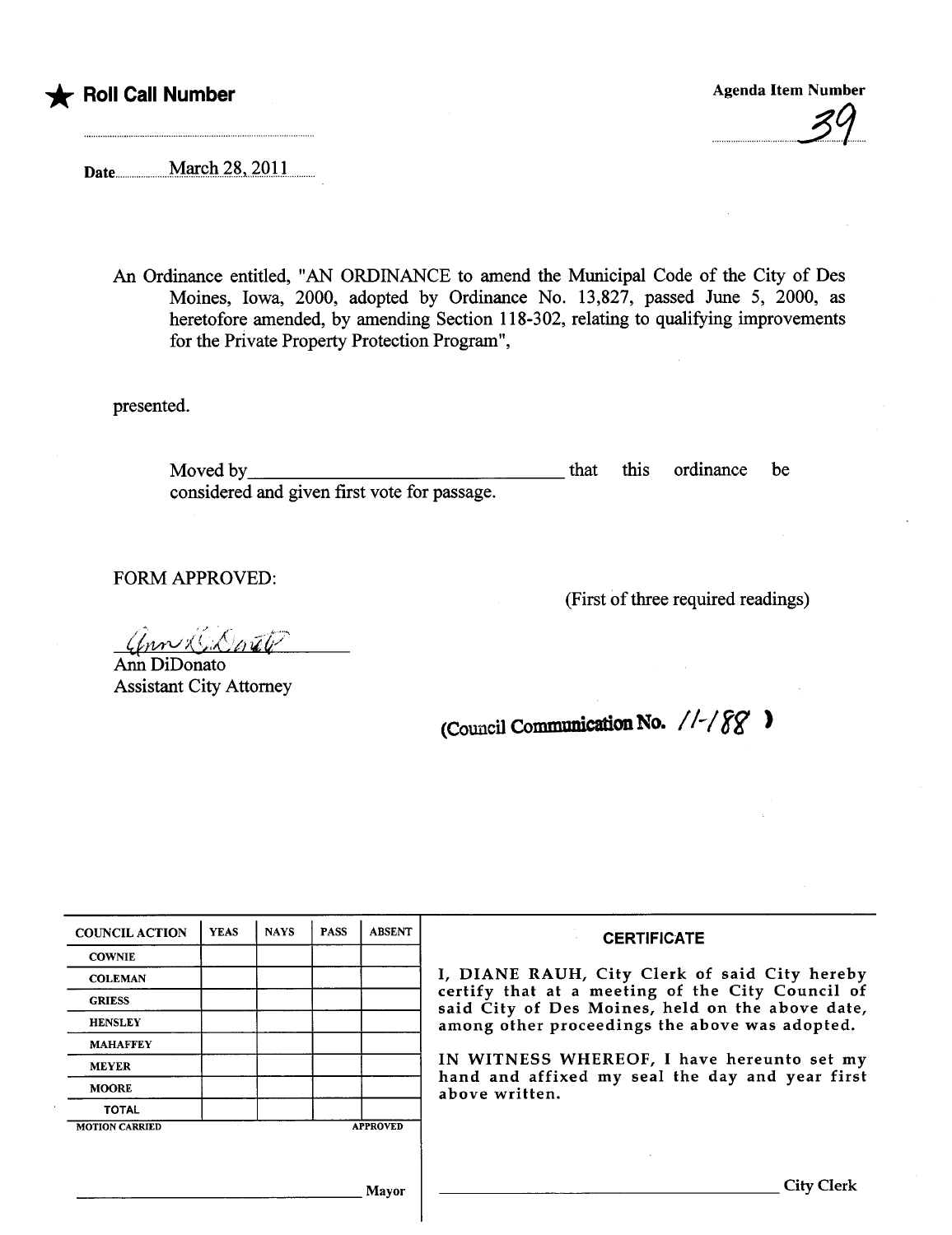★ **Roll Call Number**

Agenda Item Number

39

Date March 28, 2011

An Ordinance entitled, "AN ORDINANCE to amend the Municipal Code of the City of Des Moines, Iowa, 2000, adopted by Ordinance No. 13,827, passed June 5, 2000, as heretofore amended, by amending Section 118-302, relating to qualifying improvements for the Private Property Protection Program",

presented.

Moved by\_\_\_\_\_\_\_\_\_\_\_\_\_\_\_\_\_\_\_\_\_\_\_\_\_\_\_\_\_\_\_\_ that this ordinance be considered and given first vote for passage.

FORM APPROVED:

(First of three required readings)

Ann DiDonato
Assistant City Attorney

(Council Communication No. 11-188 )

| COUNCIL ACTION | YEAS | NAYS | PASS | ABSENT |
|---|---|---|---|---|
| COWNIE | | | | |
| COLEMAN | | | | |
| GRIESS | | | | |
| HENSLEY | | | | |
| MAHAFFEY | | | | |
| MEYER | | | | |
| MOORE | | | | |
| TOTAL | | | | |

MOTION CARRIED APPROVED

\_\_\_\_\_\_\_\_\_\_\_\_\_\_\_\_\_\_\_\_\_\_\_\_\_\_\_\_\_\_ Mayor

**CERTIFICATE**

I, DIANE RAUH, City Clerk of said City hereby certify that at a meeting of the City Council of said City of Des Moines, held on the above date, among other proceedings the above was adopted.

IN WITNESS WHEREOF, I have hereunto set my hand and affixed my seal the day and year first above written.

\_\_\_\_\_\_\_\_\_\_\_\_\_\_\_\_\_\_\_\_\_\_\_\_\_\_\_\_\_\_ City Clerk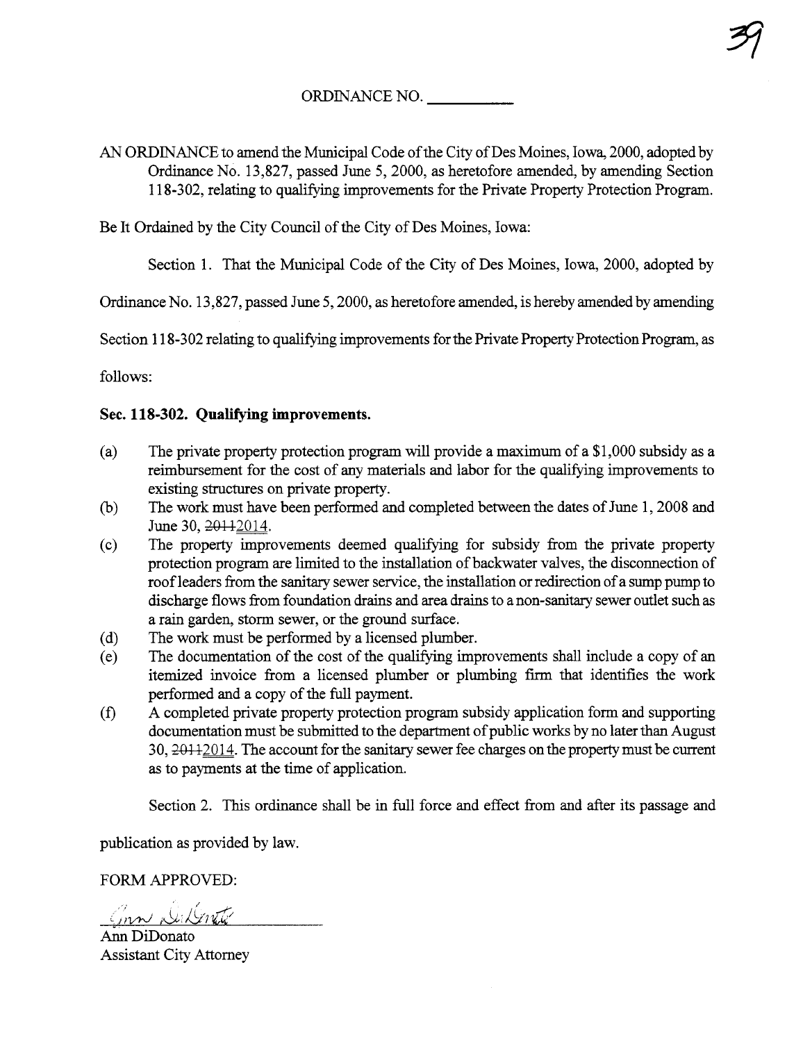ORDINANCE NO. ___________

AN ORDINANCE to amend the Municipal Code of the City of Des Moines, Iowa, 2000, adopted by Ordinance No. 13,827, passed June 5, 2000, as heretofore amended, by amending Section 118-302, relating to qualifying improvements for the Private Property Protection Program.

Be It Ordained by the City Council of the City of Des Moines, Iowa:

Section 1. That the Municipal Code of the City of Des Moines, Iowa, 2000, adopted by Ordinance No. 13,827, passed June 5, 2000, as heretofore amended, is hereby amended by amending Section 118-302 relating to qualifying improvements for the Private Property Protection Program, as follows:

**Sec. 118-302. Qualifying improvements.**

(a) The private property protection program will provide a maximum of a $1,000 subsidy as a reimbursement for the cost of any materials and labor for the qualifying improvements to existing structures on private property.

(b) The work must have been performed and completed between the dates of June 1, 2008 and June 30, ~~2011~~2014.

(c) The property improvements deemed qualifying for subsidy from the private property protection program are limited to the installation of backwater valves, the disconnection of roof leaders from the sanitary sewer service, the installation or redirection of a sump pump to discharge flows from foundation drains and area drains to a non-sanitary sewer outlet such as a rain garden, storm sewer, or the ground surface.

(d) The work must be performed by a licensed plumber.

(e) The documentation of the cost of the qualifying improvements shall include a copy of an itemized invoice from a licensed plumber or plumbing firm that identifies the work performed and a copy of the full payment.

(f) A completed private property protection program subsidy application form and supporting documentation must be submitted to the department of public works by no later than August 30, ~~2011~~2014. The account for the sanitary sewer fee charges on the property must be current as to payments at the time of application.

Section 2. This ordinance shall be in full force and effect from and after its passage and publication as provided by law.

FORM APPROVED:

Ann DiDonato
Assistant City Attorney